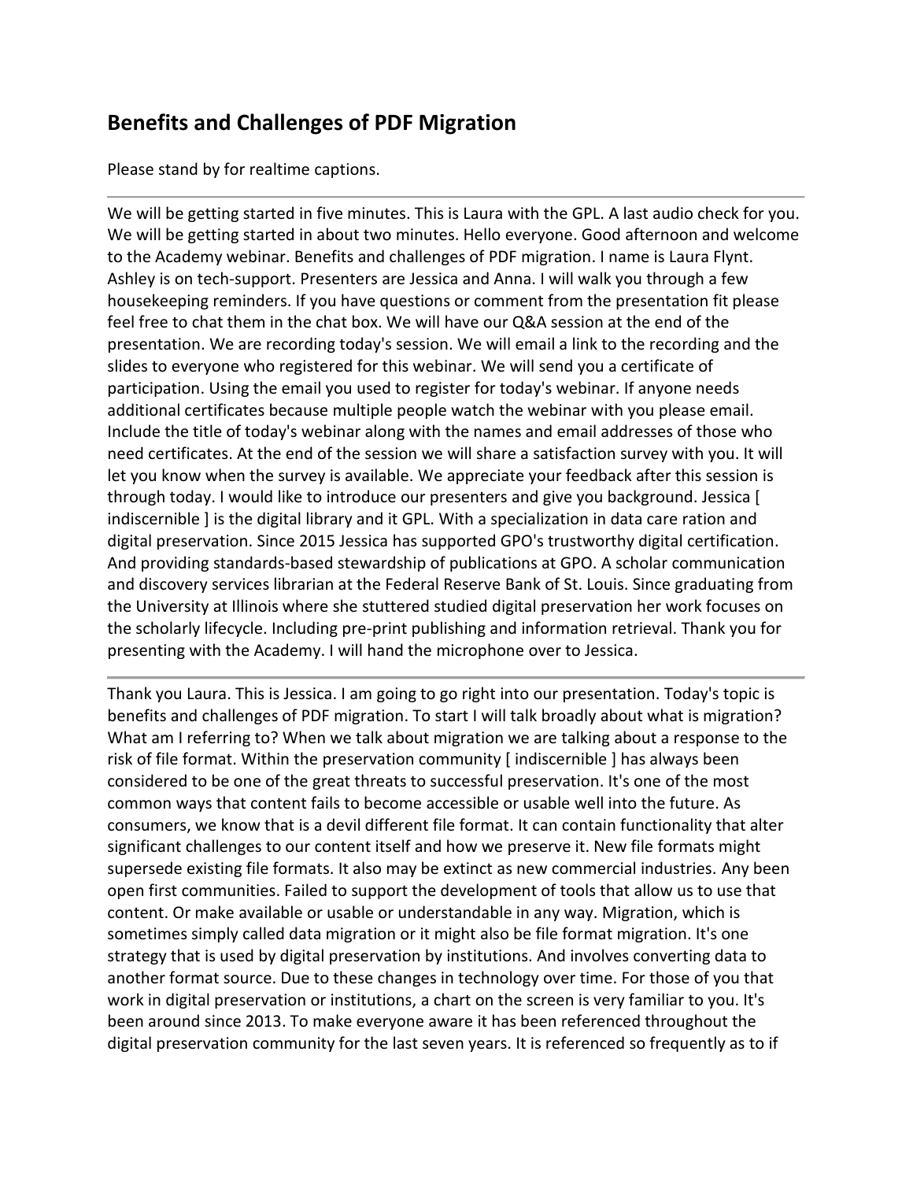## Benefits and Challenges of PDF Migration

Please stand by for realtime captions.

---

We will be getting started in five minutes. This is Laura with the GPL. A last audio check for you. We will be getting started in about two minutes. Hello everyone. Good afternoon and welcome to the Academy webinar. Benefits and challenges of PDF migration. I name is Laura Flynt. Ashley is on tech-support. Presenters are Jessica and Anna. I will walk you through a few housekeeping reminders. If you have questions or comment from the presentation fit please feel free to chat them in the chat box. We will have our Q&A session at the end of the presentation. We are recording today's session. We will email a link to the recording and the slides to everyone who registered for this webinar. We will send you a certificate of participation. Using the email you used to register for today's webinar. If anyone needs additional certificates because multiple people watch the webinar with you please email. Include the title of today's webinar along with the names and email addresses of those who need certificates. At the end of the session we will share a satisfaction survey with you. It will let you know when the survey is available. We appreciate your feedback after this session is through today. I would like to introduce our presenters and give you background. Jessica [ indiscernible ] is the digital library and it GPL. With a specialization in data care ration and digital preservation. Since 2015 Jessica has supported GPO's trustworthy digital certification. And providing standards-based stewardship of publications at GPO. A scholar communication and discovery services librarian at the Federal Reserve Bank of St. Louis. Since graduating from the University at Illinois where she stuttered studied digital preservation her work focuses on the scholarly lifecycle. Including pre-print publishing and information retrieval. Thank you for presenting with the Academy. I will hand the microphone over to Jessica.

---

Thank you Laura. This is Jessica. I am going to go right into our presentation. Today's topic is benefits and challenges of PDF migration. To start I will talk broadly about what is migration? What am I referring to? When we talk about migration we are talking about a response to the risk of file format. Within the preservation community [ indiscernible ] has always been considered to be one of the great threats to successful preservation. It's one of the most common ways that content fails to become accessible or usable well into the future. As consumers, we know that is a devil different file format. It can contain functionality that alter significant challenges to our content itself and how we preserve it. New file formats might supersede existing file formats. It also may be extinct as new commercial industries. Any been open first communities. Failed to support the development of tools that allow us to use that content. Or make available or usable or understandable in any way. Migration, which is sometimes simply called data migration or it might also be file format migration. It's one strategy that is used by digital preservation by institutions. And involves converting data to another format source. Due to these changes in technology over time. For those of you that work in digital preservation or institutions, a chart on the screen is very familiar to you. It's been around since 2013. To make everyone aware it has been referenced throughout the digital preservation community for the last seven years. It is referenced so frequently as to if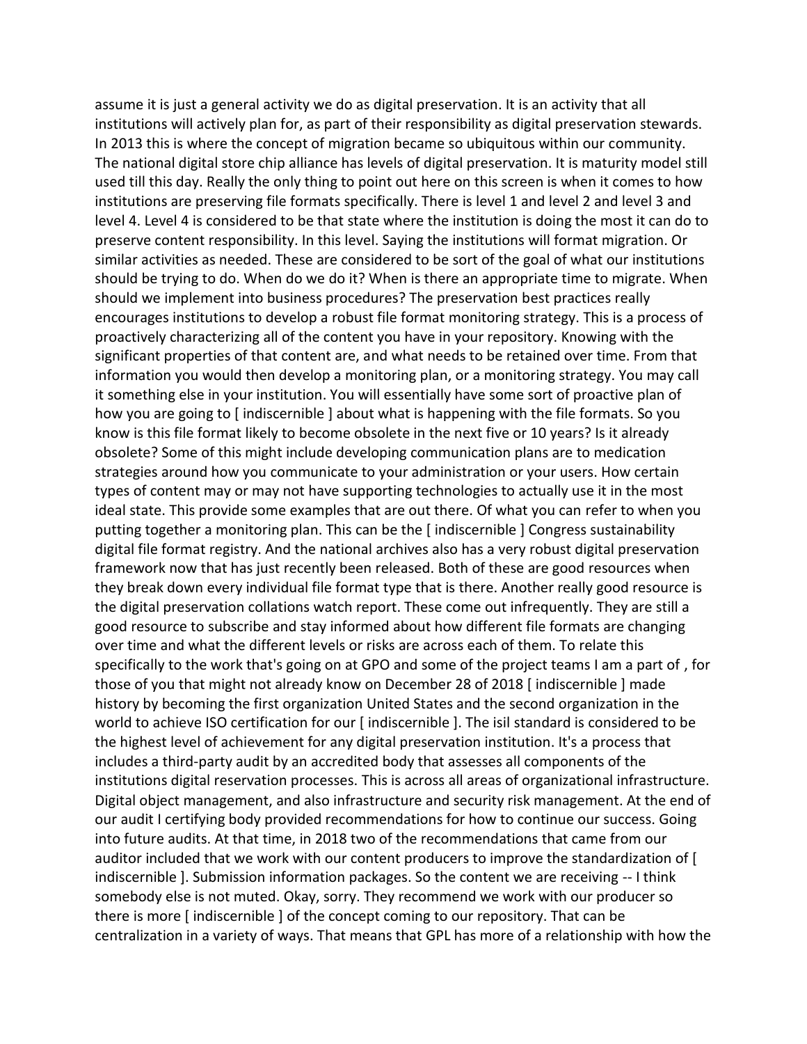assume it is just a general activity we do as digital preservation. It is an activity that all institutions will actively plan for, as part of their responsibility as digital preservation stewards. In 2013 this is where the concept of migration became so ubiquitous within our community. The national digital store chip alliance has levels of digital preservation. It is maturity model still used till this day. Really the only thing to point out here on this screen is when it comes to how institutions are preserving file formats specifically. There is level 1 and level 2 and level 3 and level 4. Level 4 is considered to be that state where the institution is doing the most it can do to preserve content responsibility. In this level. Saying the institutions will format migration. Or similar activities as needed. These are considered to be sort of the goal of what our institutions should be trying to do. When do we do it? When is there an appropriate time to migrate. When should we implement into business procedures? The preservation best practices really encourages institutions to develop a robust file format monitoring strategy. This is a process of proactively characterizing all of the content you have in your repository. Knowing with the significant properties of that content are, and what needs to be retained over time. From that information you would then develop a monitoring plan, or a monitoring strategy. You may call it something else in your institution. You will essentially have some sort of proactive plan of how you are going to [ indiscernible ] about what is happening with the file formats. So you know is this file format likely to become obsolete in the next five or 10 years? Is it already obsolete? Some of this might include developing communication plans are to medication strategies around how you communicate to your administration or your users. How certain types of content may or may not have supporting technologies to actually use it in the most ideal state. This provide some examples that are out there. Of what you can refer to when you putting together a monitoring plan. This can be the [ indiscernible ] Congress sustainability digital file format registry. And the national archives also has a very robust digital preservation framework now that has just recently been released. Both of these are good resources when they break down every individual file format type that is there. Another really good resource is the digital preservation collations watch report. These come out infrequently. They are still a good resource to subscribe and stay informed about how different file formats are changing over time and what the different levels or risks are across each of them. To relate this specifically to the work that's going on at GPO and some of the project teams I am a part of , for those of you that might not already know on December 28 of 2018 [ indiscernible ] made history by becoming the first organization United States and the second organization in the world to achieve ISO certification for our [ indiscernible ]. The isil standard is considered to be the highest level of achievement for any digital preservation institution. It's a process that includes a third-party audit by an accredited body that assesses all components of the institutions digital reservation processes. This is across all areas of organizational infrastructure. Digital object management, and also infrastructure and security risk management. At the end of our audit I certifying body provided recommendations for how to continue our success. Going into future audits. At that time, in 2018 two of the recommendations that came from our auditor included that we work with our content producers to improve the standardization of [ indiscernible ]. Submission information packages. So the content we are receiving -- I think somebody else is not muted. Okay, sorry. They recommend we work with our producer so there is more [ indiscernible ] of the concept coming to our repository. That can be centralization in a variety of ways. That means that GPL has more of a relationship with how the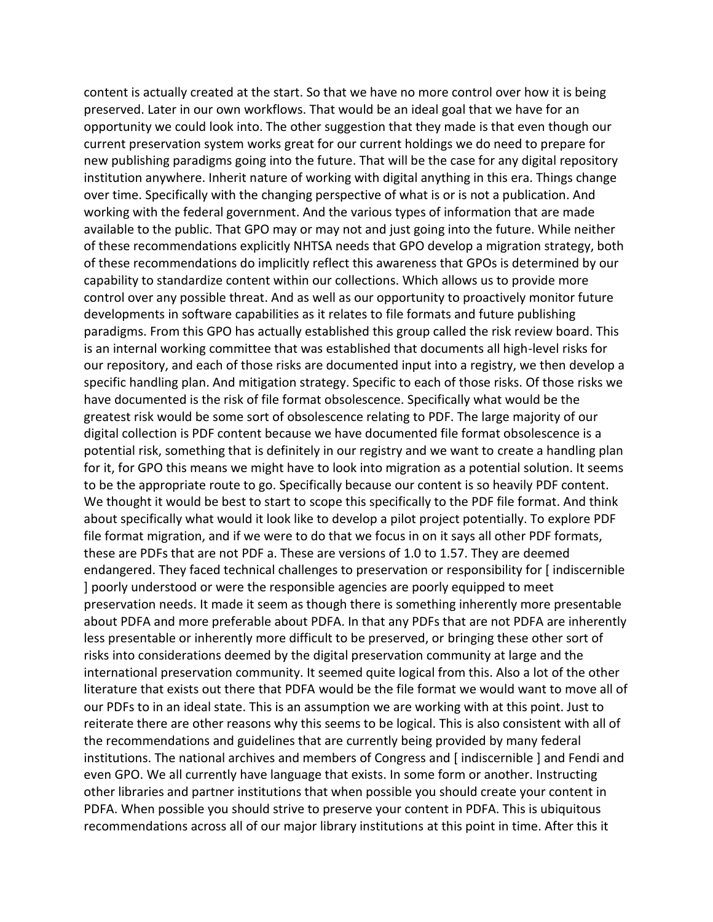content is actually created at the start. So that we have no more control over how it is being preserved. Later in our own workflows. That would be an ideal goal that we have for an opportunity we could look into. The other suggestion that they made is that even though our current preservation system works great for our current holdings we do need to prepare for new publishing paradigms going into the future. That will be the case for any digital repository institution anywhere. Inherit nature of working with digital anything in this era. Things change over time. Specifically with the changing perspective of what is or is not a publication. And working with the federal government. And the various types of information that are made available to the public. That GPO may or may not and just going into the future. While neither of these recommendations explicitly NHTSA needs that GPO develop a migration strategy, both of these recommendations do implicitly reflect this awareness that GPOs is determined by our capability to standardize content within our collections. Which allows us to provide more control over any possible threat. And as well as our opportunity to proactively monitor future developments in software capabilities as it relates to file formats and future publishing paradigms. From this GPO has actually established this group called the risk review board. This is an internal working committee that was established that documents all high-level risks for our repository, and each of those risks are documented input into a registry, we then develop a specific handling plan. And mitigation strategy. Specific to each of those risks. Of those risks we have documented is the risk of file format obsolescence. Specifically what would be the greatest risk would be some sort of obsolescence relating to PDF. The large majority of our digital collection is PDF content because we have documented file format obsolescence is a potential risk, something that is definitely in our registry and we want to create a handling plan for it, for GPO this means we might have to look into migration as a potential solution. It seems to be the appropriate route to go. Specifically because our content is so heavily PDF content. We thought it would be best to start to scope this specifically to the PDF file format. And think about specifically what would it look like to develop a pilot project potentially. To explore PDF file format migration, and if we were to do that we focus in on it says all other PDF formats, these are PDFs that are not PDF a. These are versions of 1.0 to 1.57. They are deemed endangered. They faced technical challenges to preservation or responsibility for [ indiscernible ] poorly understood or were the responsible agencies are poorly equipped to meet preservation needs. It made it seem as though there is something inherently more presentable about PDFA and more preferable about PDFA. In that any PDFs that are not PDFA are inherently less presentable or inherently more difficult to be preserved, or bringing these other sort of risks into considerations deemed by the digital preservation community at large and the international preservation community. It seemed quite logical from this. Also a lot of the other literature that exists out there that PDFA would be the file format we would want to move all of our PDFs to in an ideal state. This is an assumption we are working with at this point. Just to reiterate there are other reasons why this seems to be logical. This is also consistent with all of the recommendations and guidelines that are currently being provided by many federal institutions. The national archives and members of Congress and [ indiscernible ] and Fendi and even GPO. We all currently have language that exists. In some form or another. Instructing other libraries and partner institutions that when possible you should create your content in PDFA. When possible you should strive to preserve your content in PDFA. This is ubiquitous recommendations across all of our major library institutions at this point in time. After this it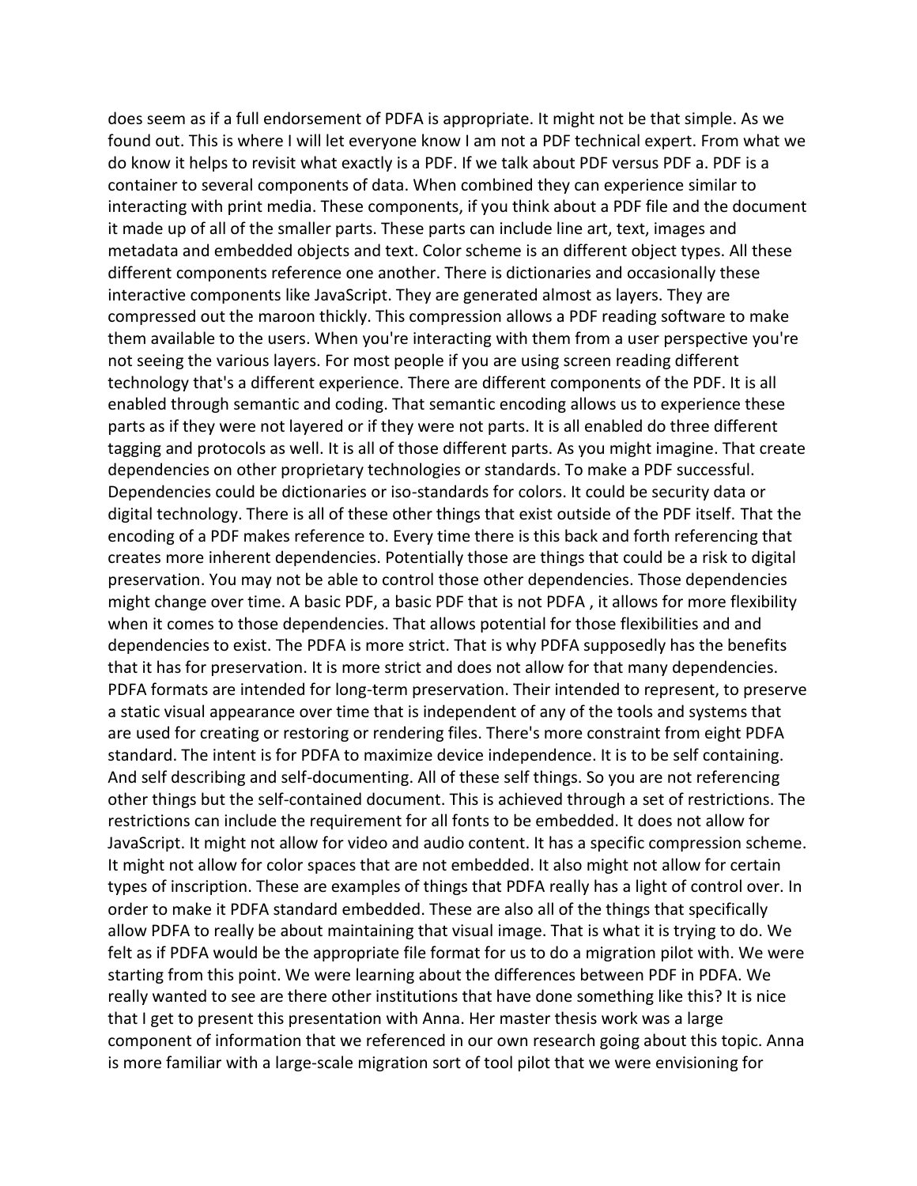does seem as if a full endorsement of PDFA is appropriate. It might not be that simple. As we found out. This is where I will let everyone know I am not a PDF technical expert. From what we do know it helps to revisit what exactly is a PDF. If we talk about PDF versus PDF a. PDF is a container to several components of data. When combined they can experience similar to interacting with print media. These components, if you think about a PDF file and the document it made up of all of the smaller parts. These parts can include line art, text, images and metadata and embedded objects and text. Color scheme is an different object types. All these different components reference one another. There is dictionaries and occasionally these interactive components like JavaScript. They are generated almost as layers. They are compressed out the maroon thickly. This compression allows a PDF reading software to make them available to the users. When you're interacting with them from a user perspective you're not seeing the various layers. For most people if you are using screen reading different technology that's a different experience. There are different components of the PDF. It is all enabled through semantic and coding. That semantic encoding allows us to experience these parts as if they were not layered or if they were not parts. It is all enabled do three different tagging and protocols as well. It is all of those different parts. As you might imagine. That create dependencies on other proprietary technologies or standards. To make a PDF successful. Dependencies could be dictionaries or iso-standards for colors. It could be security data or digital technology. There is all of these other things that exist outside of the PDF itself. That the encoding of a PDF makes reference to. Every time there is this back and forth referencing that creates more inherent dependencies. Potentially those are things that could be a risk to digital preservation. You may not be able to control those other dependencies. Those dependencies might change over time. A basic PDF, a basic PDF that is not PDFA , it allows for more flexibility when it comes to those dependencies. That allows potential for those flexibilities and and dependencies to exist. The PDFA is more strict. That is why PDFA supposedly has the benefits that it has for preservation. It is more strict and does not allow for that many dependencies. PDFA formats are intended for long-term preservation. Their intended to represent, to preserve a static visual appearance over time that is independent of any of the tools and systems that are used for creating or restoring or rendering files. There's more constraint from eight PDFA standard. The intent is for PDFA to maximize device independence. It is to be self containing. And self describing and self-documenting. All of these self things. So you are not referencing other things but the self-contained document. This is achieved through a set of restrictions. The restrictions can include the requirement for all fonts to be embedded. It does not allow for JavaScript. It might not allow for video and audio content. It has a specific compression scheme. It might not allow for color spaces that are not embedded. It also might not allow for certain types of inscription. These are examples of things that PDFA really has a light of control over. In order to make it PDFA standard embedded. These are also all of the things that specifically allow PDFA to really be about maintaining that visual image. That is what it is trying to do. We felt as if PDFA would be the appropriate file format for us to do a migration pilot with. We were starting from this point. We were learning about the differences between PDF in PDFA. We really wanted to see are there other institutions that have done something like this? It is nice that I get to present this presentation with Anna. Her master thesis work was a large component of information that we referenced in our own research going about this topic. Anna is more familiar with a large-scale migration sort of tool pilot that we were envisioning for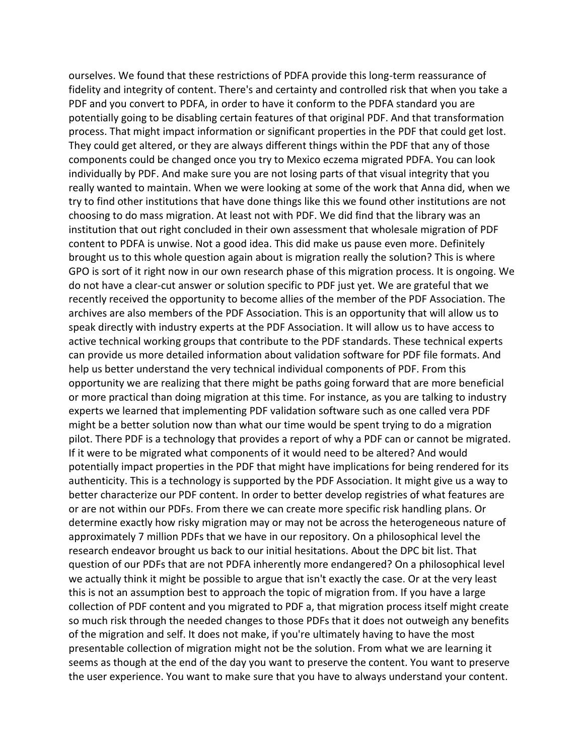ourselves. We found that these restrictions of PDFA provide this long-term reassurance of fidelity and integrity of content. There's and certainty and controlled risk that when you take a PDF and you convert to PDFA, in order to have it conform to the PDFA standard you are potentially going to be disabling certain features of that original PDF. And that transformation process. That might impact information or significant properties in the PDF that could get lost. They could get altered, or they are always different things within the PDF that any of those components could be changed once you try to Mexico eczema migrated PDFA. You can look individually by PDF. And make sure you are not losing parts of that visual integrity that you really wanted to maintain. When we were looking at some of the work that Anna did, when we try to find other institutions that have done things like this we found other institutions are not choosing to do mass migration. At least not with PDF. We did find that the library was an institution that out right concluded in their own assessment that wholesale migration of PDF content to PDFA is unwise. Not a good idea. This did make us pause even more. Definitely brought us to this whole question again about is migration really the solution? This is where GPO is sort of it right now in our own research phase of this migration process. It is ongoing. We do not have a clear-cut answer or solution specific to PDF just yet. We are grateful that we recently received the opportunity to become allies of the member of the PDF Association. The archives are also members of the PDF Association. This is an opportunity that will allow us to speak directly with industry experts at the PDF Association. It will allow us to have access to active technical working groups that contribute to the PDF standards. These technical experts can provide us more detailed information about validation software for PDF file formats. And help us better understand the very technical individual components of PDF. From this opportunity we are realizing that there might be paths going forward that are more beneficial or more practical than doing migration at this time. For instance, as you are talking to industry experts we learned that implementing PDF validation software such as one called vera PDF might be a better solution now than what our time would be spent trying to do a migration pilot. There PDF is a technology that provides a report of why a PDF can or cannot be migrated. If it were to be migrated what components of it would need to be altered? And would potentially impact properties in the PDF that might have implications for being rendered for its authenticity. This is a technology is supported by the PDF Association. It might give us a way to better characterize our PDF content. In order to better develop registries of what features are or are not within our PDFs. From there we can create more specific risk handling plans. Or determine exactly how risky migration may or may not be across the heterogeneous nature of approximately 7 million PDFs that we have in our repository. On a philosophical level the research endeavor brought us back to our initial hesitations. About the DPC bit list. That question of our PDFs that are not PDFA inherently more endangered? On a philosophical level we actually think it might be possible to argue that isn't exactly the case. Or at the very least this is not an assumption best to approach the topic of migration from. If you have a large collection of PDF content and you migrated to PDF a, that migration process itself might create so much risk through the needed changes to those PDFs that it does not outweigh any benefits of the migration and self. It does not make, if you're ultimately having to have the most presentable collection of migration might not be the solution. From what we are learning it seems as though at the end of the day you want to preserve the content. You want to preserve the user experience. You want to make sure that you have to always understand your content.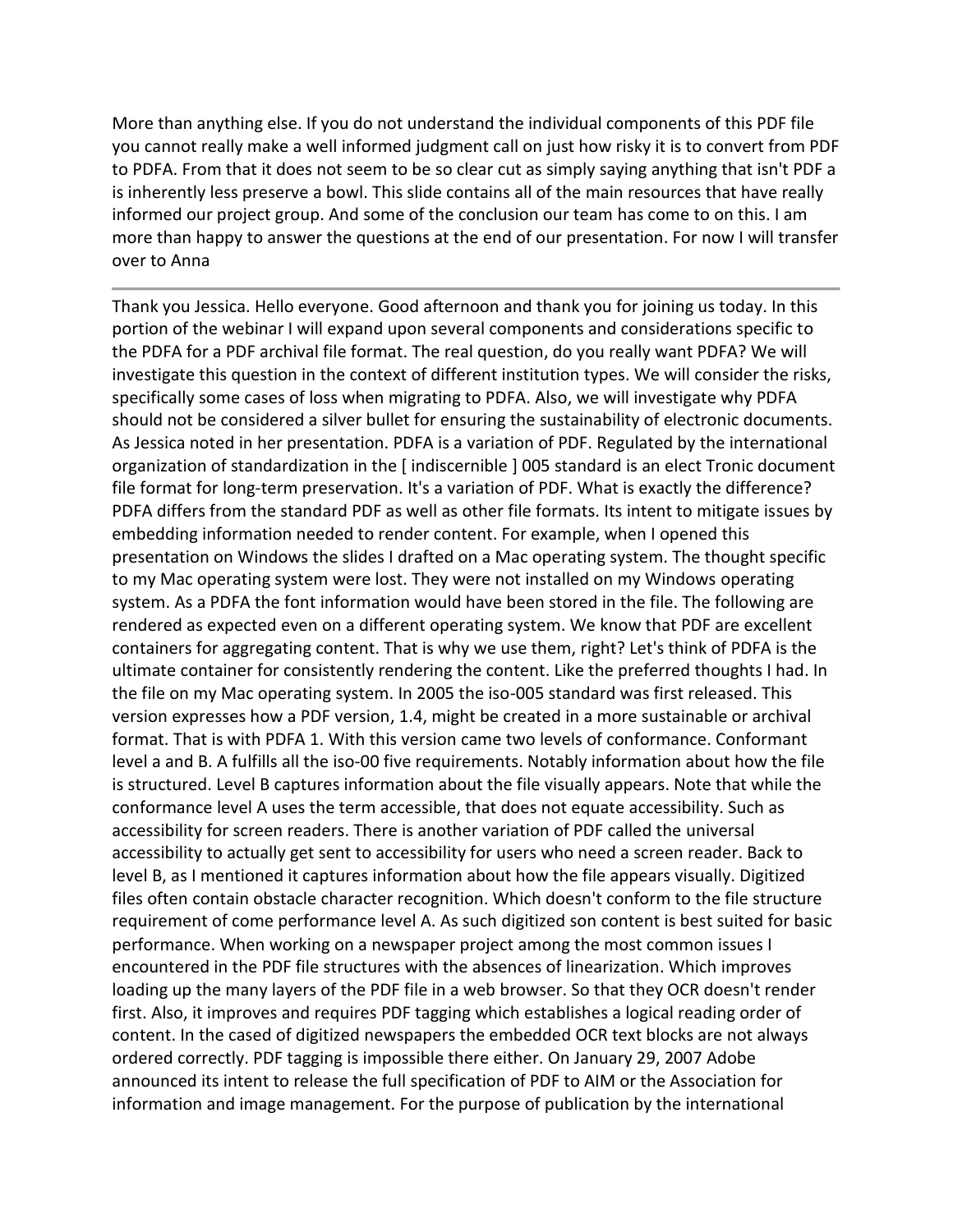More than anything else. If you do not understand the individual components of this PDF file you cannot really make a well informed judgment call on just how risky it is to convert from PDF to PDFA. From that it does not seem to be so clear cut as simply saying anything that isn't PDF a is inherently less preserve a bowl. This slide contains all of the main resources that have really informed our project group. And some of the conclusion our team has come to on this. I am more than happy to answer the questions at the end of our presentation. For now I will transfer over to Anna

---

Thank you Jessica. Hello everyone. Good afternoon and thank you for joining us today. In this portion of the webinar I will expand upon several components and considerations specific to the PDFA for a PDF archival file format. The real question, do you really want PDFA? We will investigate this question in the context of different institution types. We will consider the risks, specifically some cases of loss when migrating to PDFA. Also, we will investigate why PDFA should not be considered a silver bullet for ensuring the sustainability of electronic documents. As Jessica noted in her presentation. PDFA is a variation of PDF. Regulated by the international organization of standardization in the [ indiscernible ] 005 standard is an elect Tronic document file format for long-term preservation. It's a variation of PDF. What is exactly the difference? PDFA differs from the standard PDF as well as other file formats. Its intent to mitigate issues by embedding information needed to render content. For example, when I opened this presentation on Windows the slides I drafted on a Mac operating system. The thought specific to my Mac operating system were lost. They were not installed on my Windows operating system. As a PDFA the font information would have been stored in the file. The following are rendered as expected even on a different operating system. We know that PDF are excellent containers for aggregating content. That is why we use them, right? Let's think of PDFA is the ultimate container for consistently rendering the content. Like the preferred thoughts I had. In the file on my Mac operating system. In 2005 the iso-005 standard was first released. This version expresses how a PDF version, 1.4, might be created in a more sustainable or archival format. That is with PDFA 1. With this version came two levels of conformance. Conformant level a and B. A fulfills all the iso-00 five requirements. Notably information about how the file is structured. Level B captures information about the file visually appears. Note that while the conformance level A uses the term accessible, that does not equate accessibility. Such as accessibility for screen readers. There is another variation of PDF called the universal accessibility to actually get sent to accessibility for users who need a screen reader. Back to level B, as I mentioned it captures information about how the file appears visually. Digitized files often contain obstacle character recognition. Which doesn't conform to the file structure requirement of come performance level A. As such digitized son content is best suited for basic performance. When working on a newspaper project among the most common issues I encountered in the PDF file structures with the absences of linearization. Which improves loading up the many layers of the PDF file in a web browser. So that they OCR doesn't render first. Also, it improves and requires PDF tagging which establishes a logical reading order of content. In the cased of digitized newspapers the embedded OCR text blocks are not always ordered correctly. PDF tagging is impossible there either. On January 29, 2007 Adobe announced its intent to release the full specification of PDF to AIM or the Association for information and image management. For the purpose of publication by the international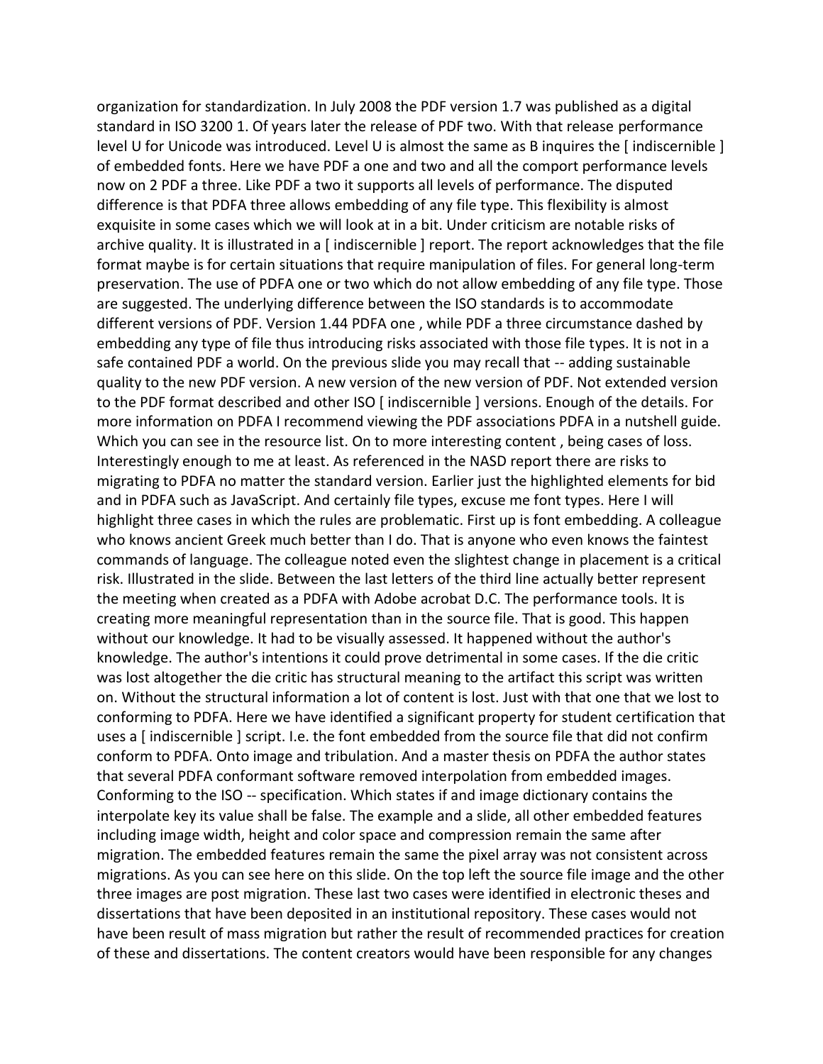organization for standardization. In July 2008 the PDF version 1.7 was published as a digital standard in ISO 3200 1. Of years later the release of PDF two. With that release performance level U for Unicode was introduced. Level U is almost the same as B inquires the [ indiscernible ] of embedded fonts. Here we have PDF a one and two and all the comport performance levels now on 2 PDF a three. Like PDF a two it supports all levels of performance. The disputed difference is that PDFA three allows embedding of any file type. This flexibility is almost exquisite in some cases which we will look at in a bit. Under criticism are notable risks of archive quality. It is illustrated in a [ indiscernible ] report. The report acknowledges that the file format maybe is for certain situations that require manipulation of files. For general long-term preservation. The use of PDFA one or two which do not allow embedding of any file type. Those are suggested. The underlying difference between the ISO standards is to accommodate different versions of PDF. Version 1.44 PDFA one , while PDF a three circumstance dashed by embedding any type of file thus introducing risks associated with those file types. It is not in a safe contained PDF a world. On the previous slide you may recall that -- adding sustainable quality to the new PDF version. A new version of the new version of PDF. Not extended version to the PDF format described and other ISO [ indiscernible ] versions. Enough of the details. For more information on PDFA I recommend viewing the PDF associations PDFA in a nutshell guide. Which you can see in the resource list. On to more interesting content , being cases of loss. Interestingly enough to me at least. As referenced in the NASD report there are risks to migrating to PDFA no matter the standard version. Earlier just the highlighted elements for bid and in PDFA such as JavaScript. And certainly file types, excuse me font types. Here I will highlight three cases in which the rules are problematic. First up is font embedding. A colleague who knows ancient Greek much better than I do. That is anyone who even knows the faintest commands of language. The colleague noted even the slightest change in placement is a critical risk. Illustrated in the slide. Between the last letters of the third line actually better represent the meeting when created as a PDFA with Adobe acrobat D.C. The performance tools. It is creating more meaningful representation than in the source file. That is good. This happen without our knowledge. It had to be visually assessed. It happened without the author's knowledge. The author's intentions it could prove detrimental in some cases. If the die critic was lost altogether the die critic has structural meaning to the artifact this script was written on. Without the structural information a lot of content is lost. Just with that one that we lost to conforming to PDFA. Here we have identified a significant property for student certification that uses a [ indiscernible ] script. I.e. the font embedded from the source file that did not confirm conform to PDFA. Onto image and tribulation. And a master thesis on PDFA the author states that several PDFA conformant software removed interpolation from embedded images. Conforming to the ISO -- specification. Which states if and image dictionary contains the interpolate key its value shall be false. The example and a slide, all other embedded features including image width, height and color space and compression remain the same after migration. The embedded features remain the same the pixel array was not consistent across migrations. As you can see here on this slide. On the top left the source file image and the other three images are post migration. These last two cases were identified in electronic theses and dissertations that have been deposited in an institutional repository. These cases would not have been result of mass migration but rather the result of recommended practices for creation of these and dissertations. The content creators would have been responsible for any changes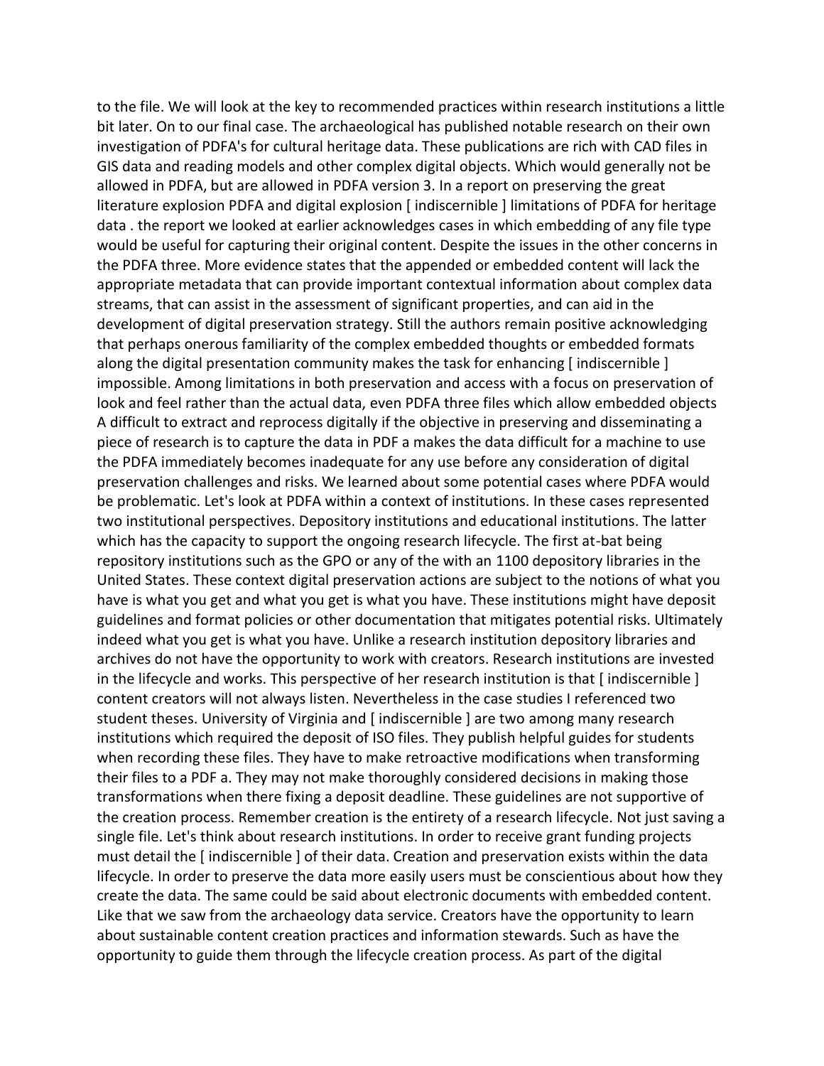to the file. We will look at the key to recommended practices within research institutions a little bit later. On to our final case. The archaeological has published notable research on their own investigation of PDFA's for cultural heritage data. These publications are rich with CAD files in GIS data and reading models and other complex digital objects. Which would generally not be allowed in PDFA, but are allowed in PDFA version 3. In a report on preserving the great literature explosion PDFA and digital explosion [ indiscernible ] limitations of PDFA for heritage data . the report we looked at earlier acknowledges cases in which embedding of any file type would be useful for capturing their original content. Despite the issues in the other concerns in the PDFA three. More evidence states that the appended or embedded content will lack the appropriate metadata that can provide important contextual information about complex data streams, that can assist in the assessment of significant properties, and can aid in the development of digital preservation strategy. Still the authors remain positive acknowledging that perhaps onerous familiarity of the complex embedded thoughts or embedded formats along the digital presentation community makes the task for enhancing [ indiscernible ] impossible. Among limitations in both preservation and access with a focus on preservation of look and feel rather than the actual data, even PDFA three files which allow embedded objects A difficult to extract and reprocess digitally if the objective in preserving and disseminating a piece of research is to capture the data in PDF a makes the data difficult for a machine to use the PDFA immediately becomes inadequate for any use before any consideration of digital preservation challenges and risks. We learned about some potential cases where PDFA would be problematic. Let's look at PDFA within a context of institutions. In these cases represented two institutional perspectives. Depository institutions and educational institutions. The latter which has the capacity to support the ongoing research lifecycle. The first at-bat being repository institutions such as the GPO or any of the with an 1100 depository libraries in the United States. These context digital preservation actions are subject to the notions of what you have is what you get and what you get is what you have. These institutions might have deposit guidelines and format policies or other documentation that mitigates potential risks. Ultimately indeed what you get is what you have. Unlike a research institution depository libraries and archives do not have the opportunity to work with creators. Research institutions are invested in the lifecycle and works. This perspective of her research institution is that [ indiscernible ] content creators will not always listen. Nevertheless in the case studies I referenced two student theses. University of Virginia and [ indiscernible ] are two among many research institutions which required the deposit of ISO files. They publish helpful guides for students when recording these files. They have to make retroactive modifications when transforming their files to a PDF a. They may not make thoroughly considered decisions in making those transformations when there fixing a deposit deadline. These guidelines are not supportive of the creation process. Remember creation is the entirety of a research lifecycle. Not just saving a single file. Let's think about research institutions. In order to receive grant funding projects must detail the [ indiscernible ] of their data. Creation and preservation exists within the data lifecycle. In order to preserve the data more easily users must be conscientious about how they create the data. The same could be said about electronic documents with embedded content. Like that we saw from the archaeology data service. Creators have the opportunity to learn about sustainable content creation practices and information stewards. Such as have the opportunity to guide them through the lifecycle creation process. As part of the digital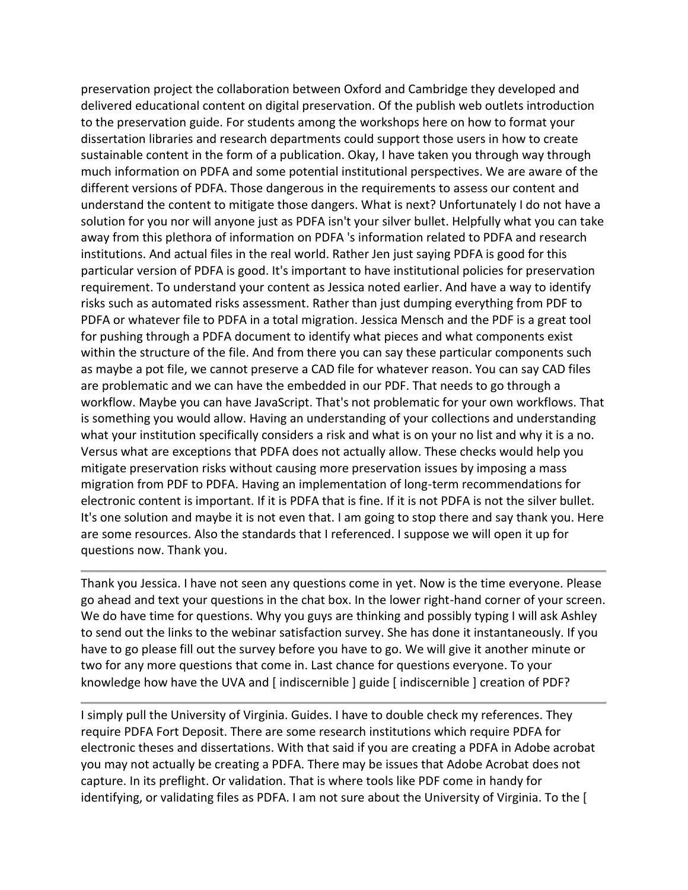preservation project the collaboration between Oxford and Cambridge they developed and delivered educational content on digital preservation. Of the publish web outlets introduction to the preservation guide. For students among the workshops here on how to format your dissertation libraries and research departments could support those users in how to create sustainable content in the form of a publication. Okay, I have taken you through way through much information on PDFA and some potential institutional perspectives. We are aware of the different versions of PDFA. Those dangerous in the requirements to assess our content and understand the content to mitigate those dangers. What is next? Unfortunately I do not have a solution for you nor will anyone just as PDFA isn't your silver bullet. Helpfully what you can take away from this plethora of information on PDFA 's information related to PDFA and research institutions. And actual files in the real world. Rather Jen just saying PDFA is good for this particular version of PDFA is good. It's important to have institutional policies for preservation requirement. To understand your content as Jessica noted earlier. And have a way to identify risks such as automated risks assessment. Rather than just dumping everything from PDF to PDFA or whatever file to PDFA in a total migration. Jessica Mensch and the PDF is a great tool for pushing through a PDFA document to identify what pieces and what components exist within the structure of the file. And from there you can say these particular components such as maybe a pot file, we cannot preserve a CAD file for whatever reason. You can say CAD files are problematic and we can have the embedded in our PDF. That needs to go through a workflow. Maybe you can have JavaScript. That's not problematic for your own workflows. That is something you would allow. Having an understanding of your collections and understanding what your institution specifically considers a risk and what is on your no list and why it is a no. Versus what are exceptions that PDFA does not actually allow. These checks would help you mitigate preservation risks without causing more preservation issues by imposing a mass migration from PDF to PDFA. Having an implementation of long-term recommendations for electronic content is important. If it is PDFA that is fine. If it is not PDFA is not the silver bullet. It's one solution and maybe it is not even that. I am going to stop there and say thank you. Here are some resources. Also the standards that I referenced. I suppose we will open it up for questions now. Thank you.

---

Thank you Jessica. I have not seen any questions come in yet. Now is the time everyone. Please go ahead and text your questions in the chat box. In the lower right-hand corner of your screen. We do have time for questions. Why you guys are thinking and possibly typing I will ask Ashley to send out the links to the webinar satisfaction survey. She has done it instantaneously. If you have to go please fill out the survey before you have to go. We will give it another minute or two for any more questions that come in. Last chance for questions everyone. To your knowledge how have the UVA and [ indiscernible ] guide [ indiscernible ] creation of PDF?

---

I simply pull the University of Virginia. Guides. I have to double check my references. They require PDFA Fort Deposit. There are some research institutions which require PDFA for electronic theses and dissertations. With that said if you are creating a PDFA in Adobe acrobat you may not actually be creating a PDFA. There may be issues that Adobe Acrobat does not capture. In its preflight. Or validation. That is where tools like PDF come in handy for identifying, or validating files as PDFA. I am not sure about the University of Virginia. To the [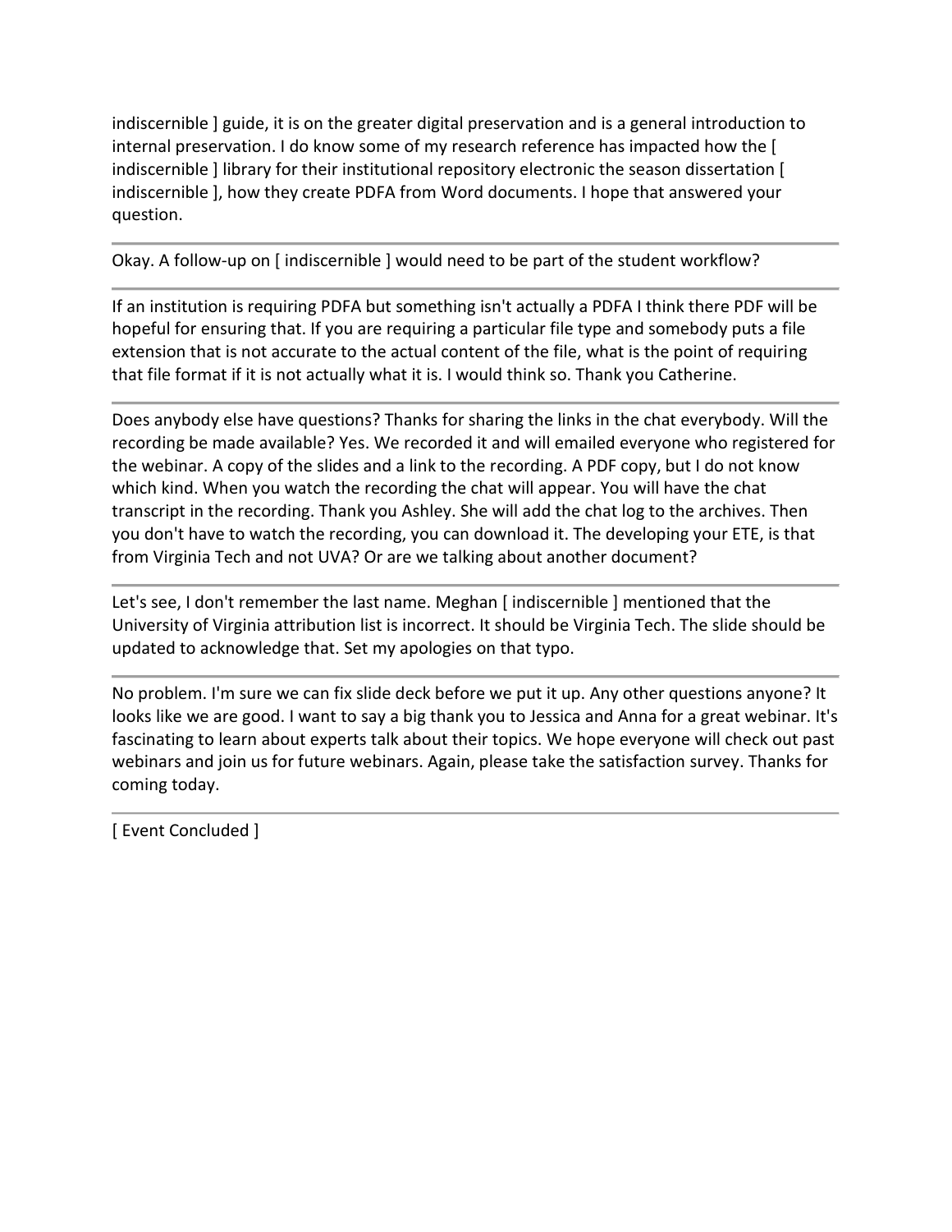indiscernible ] guide, it is on the greater digital preservation and is a general introduction to internal preservation. I do know some of my research reference has impacted how the [ indiscernible ] library for their institutional repository electronic the season dissertation [ indiscernible ], how they create PDFA from Word documents. I hope that answered your question.

---

Okay. A follow-up on [ indiscernible ] would need to be part of the student workflow?

---

If an institution is requiring PDFA but something isn't actually a PDFA I think there PDF will be hopeful for ensuring that. If you are requiring a particular file type and somebody puts a file extension that is not accurate to the actual content of the file, what is the point of requiring that file format if it is not actually what it is. I would think so. Thank you Catherine.

---

Does anybody else have questions? Thanks for sharing the links in the chat everybody. Will the recording be made available? Yes. We recorded it and will emailed everyone who registered for the webinar. A copy of the slides and a link to the recording. A PDF copy, but I do not know which kind. When you watch the recording the chat will appear. You will have the chat transcript in the recording. Thank you Ashley. She will add the chat log to the archives. Then you don't have to watch the recording, you can download it. The developing your ETE, is that from Virginia Tech and not UVA? Or are we talking about another document?

---

Let's see, I don't remember the last name. Meghan [ indiscernible ] mentioned that the University of Virginia attribution list is incorrect. It should be Virginia Tech. The slide should be updated to acknowledge that. Set my apologies on that typo.

---

No problem. I'm sure we can fix slide deck before we put it up. Any other questions anyone? It looks like we are good. I want to say a big thank you to Jessica and Anna for a great webinar. It's fascinating to learn about experts talk about their topics. We hope everyone will check out past webinars and join us for future webinars. Again, please take the satisfaction survey. Thanks for coming today.

---

[ Event Concluded ]